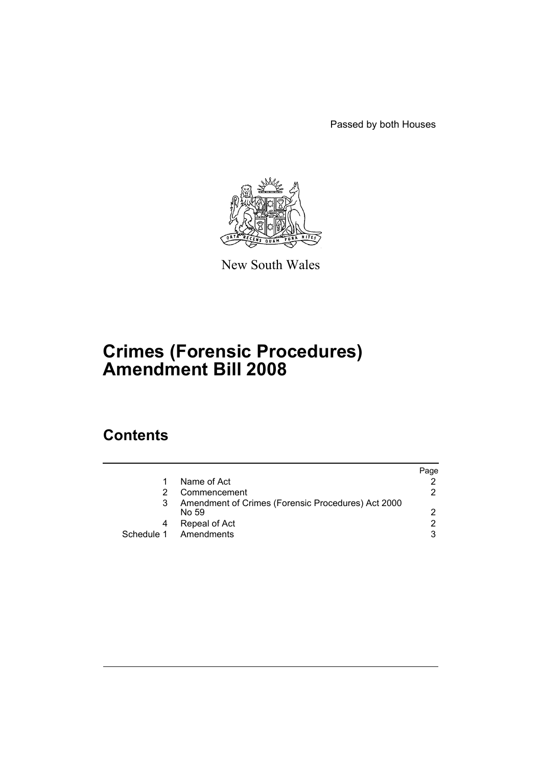Passed by both Houses

New South Wales

# Crimes (Forensic Procedures) Amendment Bill 2008

## Contents

| | | Page |
|---|---|---|
| 1 | Name of Act | 2 |
| 2 | Commencement | 2 |
| 3 | Amendment of Crimes (Forensic Procedures) Act 2000 No 59 | 2 |
| 4 | Repeal of Act | 2 |
| Schedule 1 | Amendments | 3 |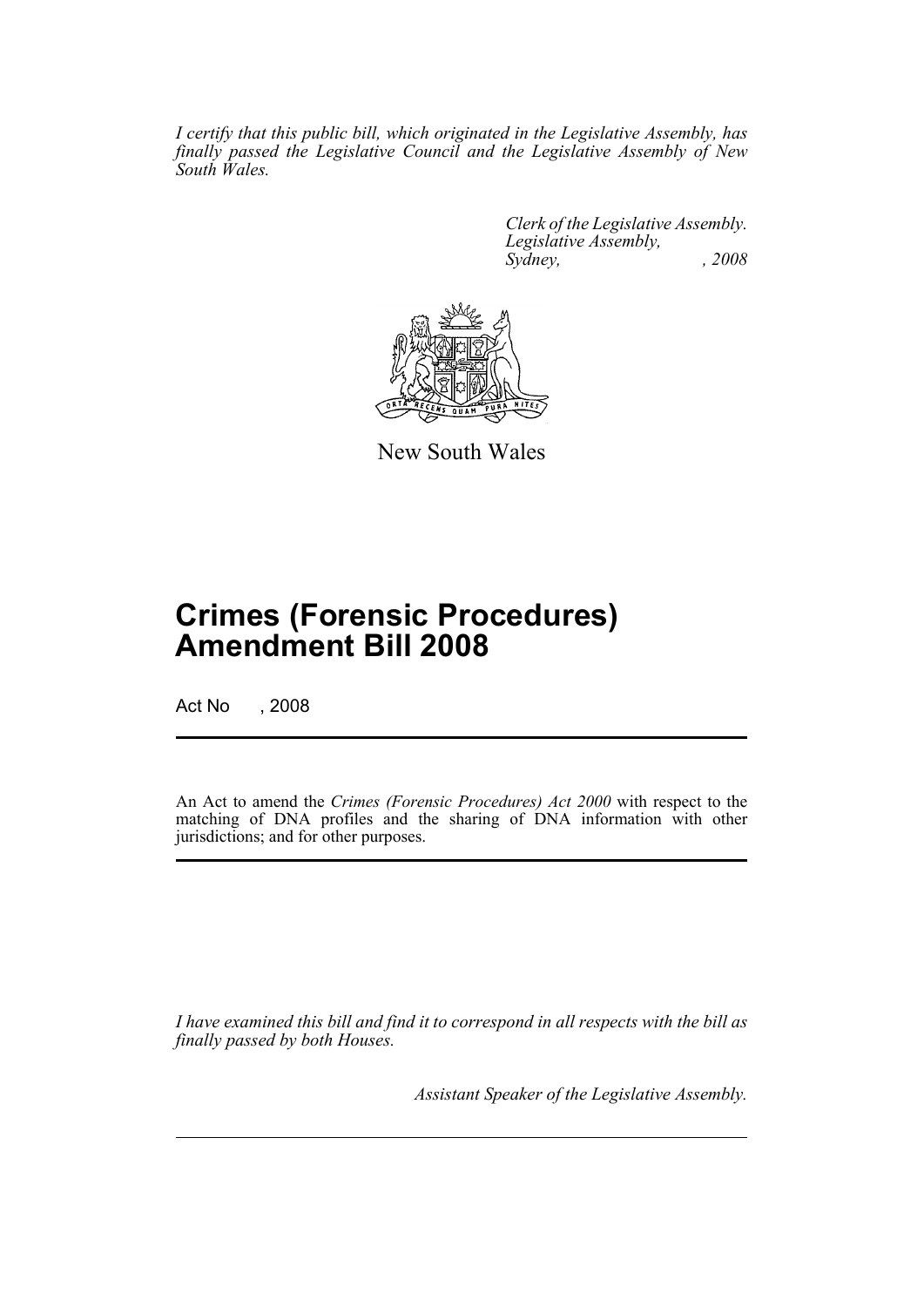*I certify that this public bill, which originated in the Legislative Assembly, has finally passed the Legislative Council and the Legislative Assembly of New South Wales.*

*Clerk of the Legislative Assembly.*
*Legislative Assembly,*
*Sydney, , 2008*

New South Wales

# Crimes (Forensic Procedures) Amendment Bill 2008

Act No , 2008

An Act to amend the *Crimes (Forensic Procedures) Act 2000* with respect to the matching of DNA profiles and the sharing of DNA information with other jurisdictions; and for other purposes.

*I have examined this bill and find it to correspond in all respects with the bill as finally passed by both Houses.*

*Assistant Speaker of the Legislative Assembly.*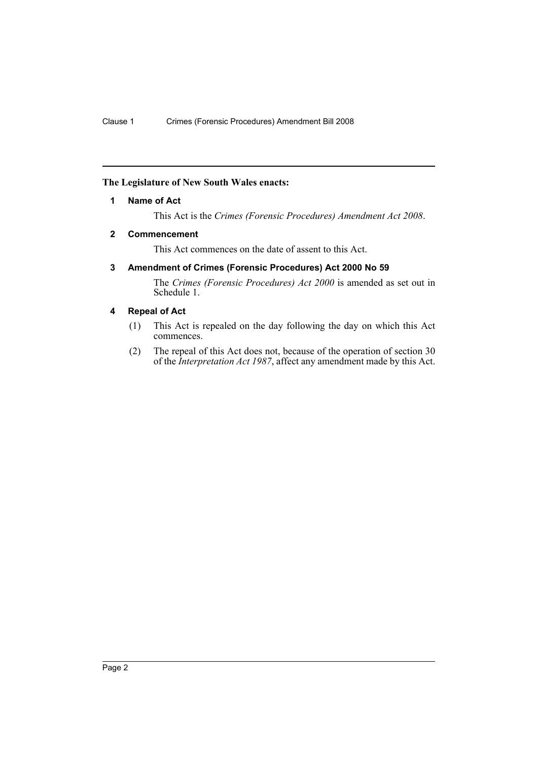**The Legislature of New South Wales enacts:**

## 1 Name of Act

This Act is the *Crimes (Forensic Procedures) Amendment Act 2008*.

## 2 Commencement

This Act commences on the date of assent to this Act.

## 3 Amendment of Crimes (Forensic Procedures) Act 2000 No 59

The *Crimes (Forensic Procedures) Act 2000* is amended as set out in Schedule 1.

## 4 Repeal of Act

(1) This Act is repealed on the day following the day on which this Act commences.

(2) The repeal of this Act does not, because of the operation of section 30 of the *Interpretation Act 1987*, affect any amendment made by this Act.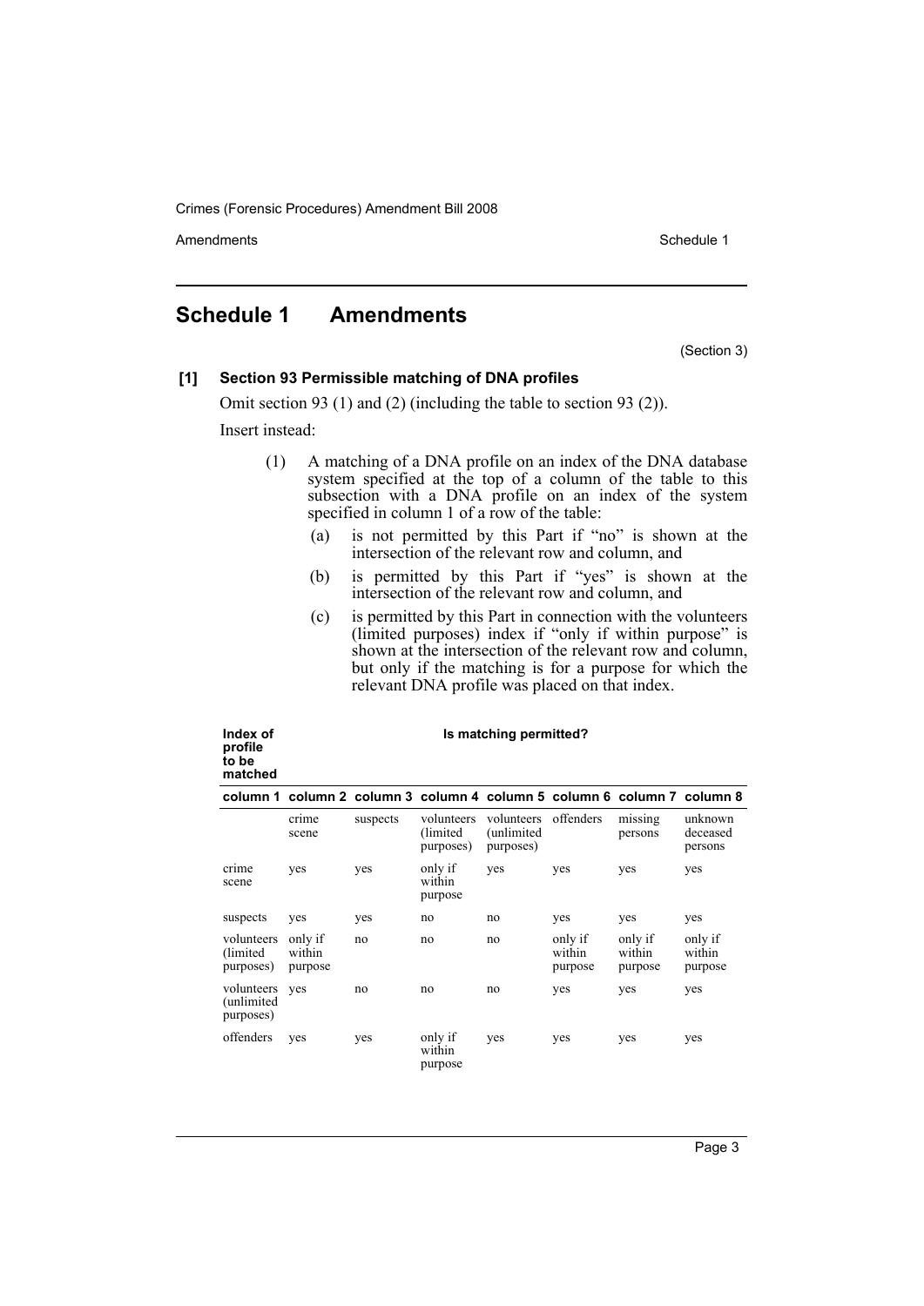## Schedule 1 Amendments

(Section 3)

**[1] Section 93 Permissible matching of DNA profiles**

Omit section 93 (1) and (2) (including the table to section 93 (2)).

Insert instead:

(1) A matching of a DNA profile on an index of the DNA database system specified at the top of a column of the table to this subsection with a DNA profile on an index of the system specified in column 1 of a row of the table:

- (a) is not permitted by this Part if "no" is shown at the intersection of the relevant row and column, and
- (b) is permitted by this Part if "yes" is shown at the intersection of the relevant row and column, and
- (c) is permitted by this Part in connection with the volunteers (limited purposes) index if "only if within purpose" is shown at the intersection of the relevant row and column, but only if the matching is for a purpose for which the relevant DNA profile was placed on that index.

| **Index of profile to be matched** | **Is matching permitted?** | | | | | | |
|---|---|---|---|---|---|---|---|
| **column 1** | **column 2** | **column 3** | **column 4** | **column 5** | **column 6** | **column 7** | **column 8** |
| | crime scene | suspects | volunteers (limited purposes) | volunteers (unlimited purposes) | offenders | missing persons | unknown deceased persons |
| crime scene | yes | yes | only if within purpose | yes | yes | yes | yes |
| suspects | yes | yes | no | no | yes | yes | yes |
| volunteers (limited purposes) | only if within purpose | no | no | no | only if within purpose | only if within purpose | only if within purpose |
| volunteers (unlimited purposes) | yes | no | no | no | yes | yes | yes |
| offenders | yes | yes | only if within purpose | yes | yes | yes | yes |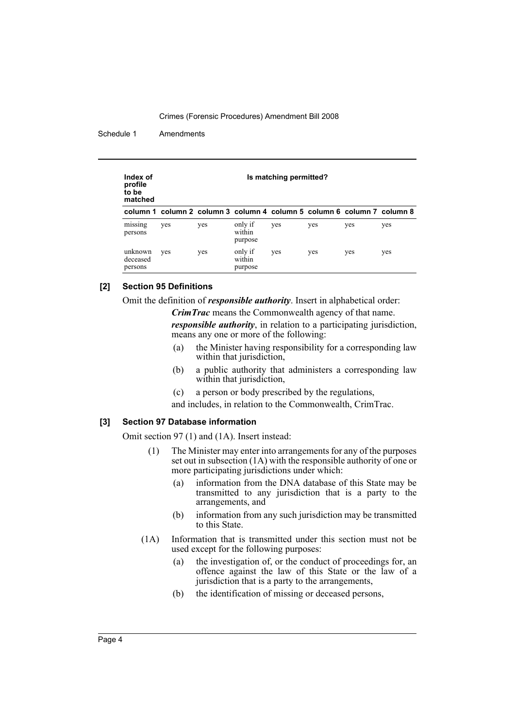| Index of profile to be matched | Is matching permitted? | | | | | | |
|---|---|---|---|---|---|---|---|
| column 1 | column 2 | column 3 | column 4 | column 5 | column 6 | column 7 | column 8 |
| missing persons | yes | yes | only if within purpose | yes | yes | yes | yes |
| unknown deceased persons | yes | yes | only if within purpose | yes | yes | yes | yes |

### [2] Section 95 Definitions

Omit the definition of ***responsible authority***. Insert in alphabetical order:

> ***CrimTrac*** means the Commonwealth agency of that name.
>
> ***responsible authority***, in relation to a participating jurisdiction, means any one or more of the following:
>
> (a) the Minister having responsibility for a corresponding law within that jurisdiction,
>
> (b) a public authority that administers a corresponding law within that jurisdiction,
>
> (c) a person or body prescribed by the regulations,
>
> and includes, in relation to the Commonwealth, CrimTrac.

### [3] Section 97 Database information

Omit section 97 (1) and (1A). Insert instead:

> (1) The Minister may enter into arrangements for any of the purposes set out in subsection (1A) with the responsible authority of one or more participating jurisdictions under which:
>
> (a) information from the DNA database of this State may be transmitted to any jurisdiction that is a party to the arrangements, and
>
> (b) information from any such jurisdiction may be transmitted to this State.
>
> (1A) Information that is transmitted under this section must not be used except for the following purposes:
>
> (a) the investigation of, or the conduct of proceedings for, an offence against the law of this State or the law of a jurisdiction that is a party to the arrangements,
>
> (b) the identification of missing or deceased persons,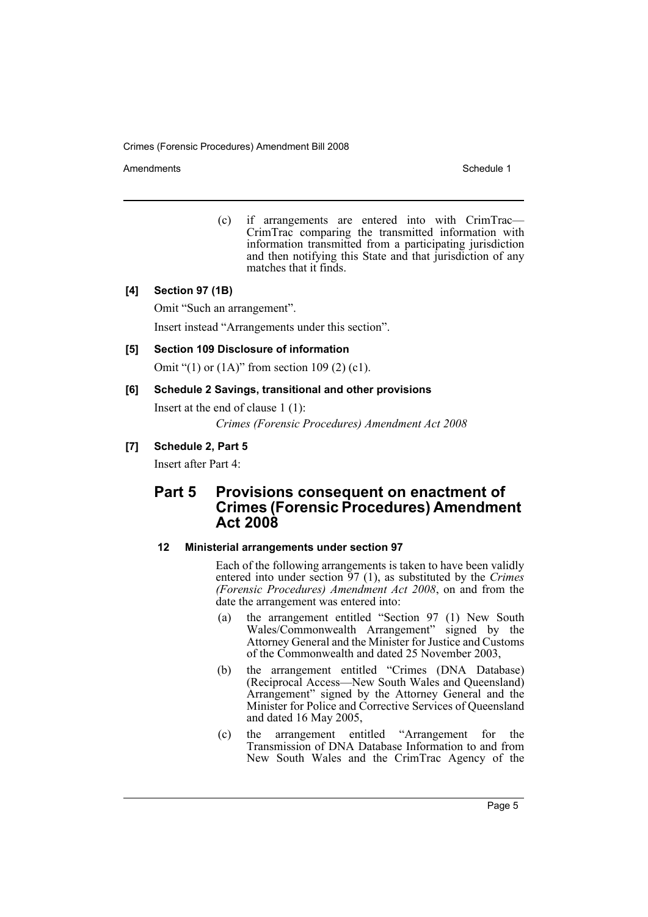(c) if arrangements are entered into with CrimTrac—CrimTrac comparing the transmitted information with information transmitted from a participating jurisdiction and then notifying this State and that jurisdiction of any matches that it finds.

**[4] Section 97 (1B)**

Omit "Such an arrangement".

Insert instead "Arrangements under this section".

**[5] Section 109 Disclosure of information**

Omit "(1) or (1A)" from section 109 (2) (c1).

**[6] Schedule 2 Savings, transitional and other provisions**

Insert at the end of clause 1 (1):

*Crimes (Forensic Procedures) Amendment Act 2008*

**[7] Schedule 2, Part 5**

Insert after Part 4:

## Part 5 Provisions consequent on enactment of Crimes (Forensic Procedures) Amendment Act 2008

**12 Ministerial arrangements under section 97**

Each of the following arrangements is taken to have been validly entered into under section 97 (1), as substituted by the *Crimes (Forensic Procedures) Amendment Act 2008*, on and from the date the arrangement was entered into:

(a) the arrangement entitled "Section 97 (1) New South Wales/Commonwealth Arrangement" signed by the Attorney General and the Minister for Justice and Customs of the Commonwealth and dated 25 November 2003,

(b) the arrangement entitled "Crimes (DNA Database) (Reciprocal Access—New South Wales and Queensland) Arrangement" signed by the Attorney General and the Minister for Police and Corrective Services of Queensland and dated 16 May 2005,

(c) the arrangement entitled "Arrangement for the Transmission of DNA Database Information to and from New South Wales and the CrimTrac Agency of the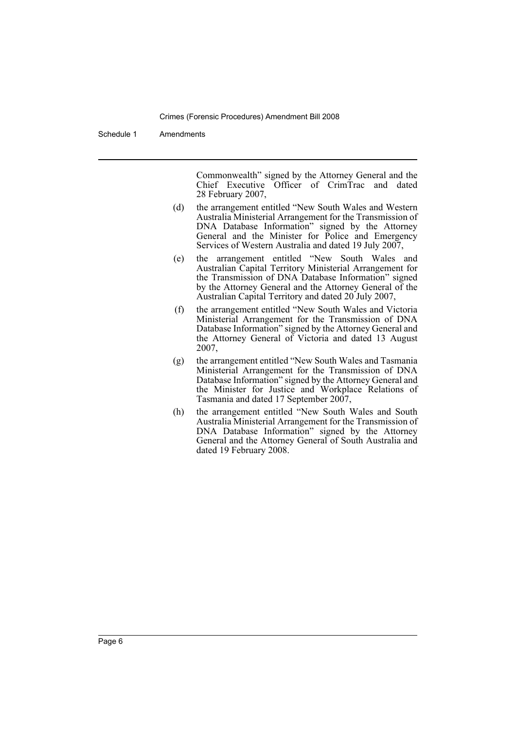Commonwealth" signed by the Attorney General and the Chief Executive Officer of CrimTrac and dated 28 February 2007,

(d) the arrangement entitled "New South Wales and Western Australia Ministerial Arrangement for the Transmission of DNA Database Information" signed by the Attorney General and the Minister for Police and Emergency Services of Western Australia and dated 19 July 2007,

(e) the arrangement entitled "New South Wales and Australian Capital Territory Ministerial Arrangement for the Transmission of DNA Database Information" signed by the Attorney General and the Attorney General of the Australian Capital Territory and dated 20 July 2007,

(f) the arrangement entitled "New South Wales and Victoria Ministerial Arrangement for the Transmission of DNA Database Information" signed by the Attorney General and the Attorney General of Victoria and dated 13 August 2007,

(g) the arrangement entitled "New South Wales and Tasmania Ministerial Arrangement for the Transmission of DNA Database Information" signed by the Attorney General and the Minister for Justice and Workplace Relations of Tasmania and dated 17 September 2007,

(h) the arrangement entitled "New South Wales and South Australia Ministerial Arrangement for the Transmission of DNA Database Information" signed by the Attorney General and the Attorney General of South Australia and dated 19 February 2008.